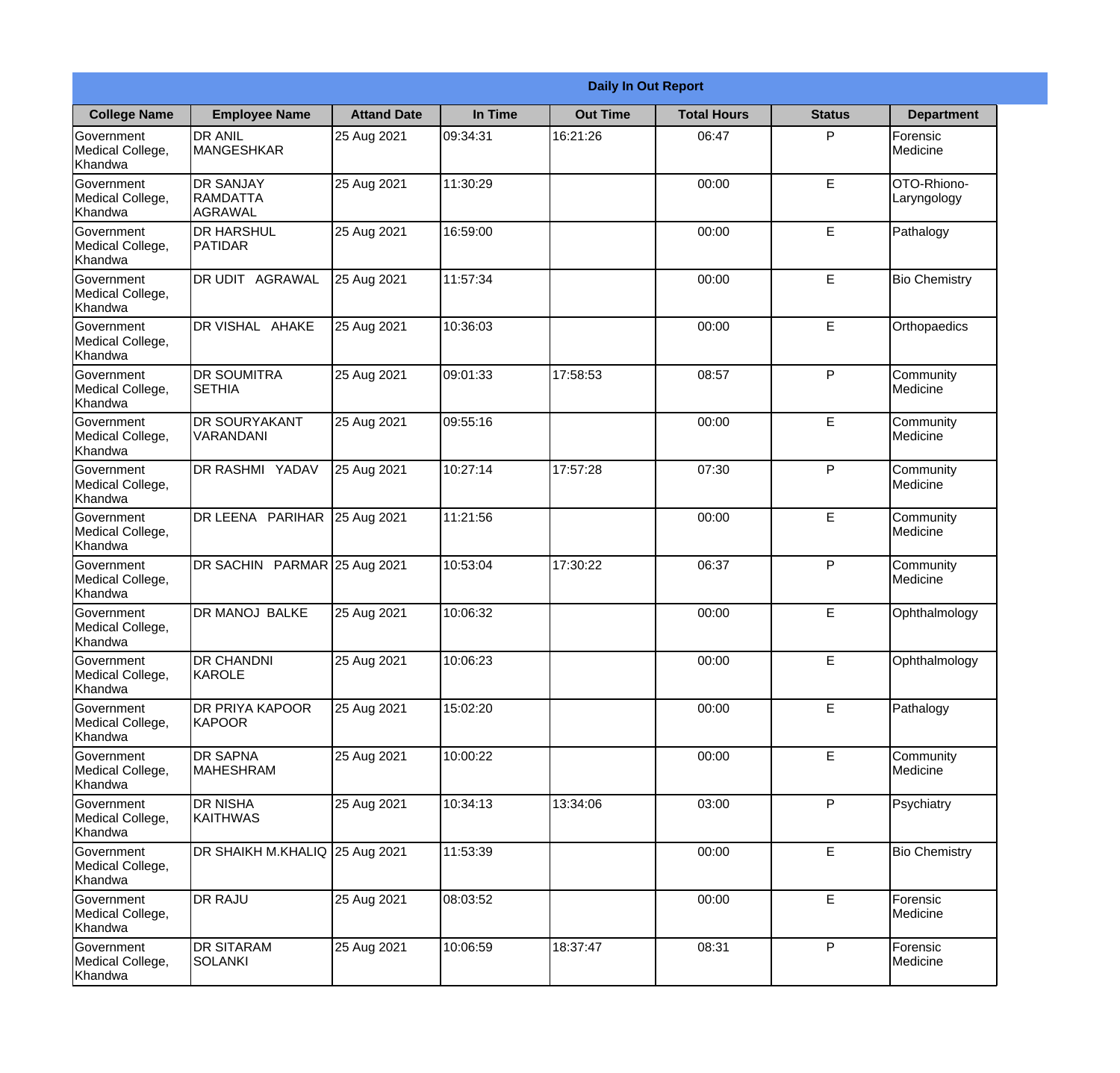| Daily In Out Report | | | | | | | |
|---|---|---|---|---|---|---|---|
| **College Name** | **Employee Name** | **Attand Date** | **In Time** | **Out Time** | **Total Hours** | **Status** | **Department** |
| Government Medical College, Khandwa | DR ANIL MANGESHKAR | 25 Aug 2021 | 09:34:31 | 16:21:26 | 06:47 | P | Forensic Medicine |
| Government Medical College, Khandwa | DR SANJAY RAMDATTA AGRAWAL | 25 Aug 2021 | 11:30:29 | | 00:00 | E | OTO-Rhiono-Laryngology |
| Government Medical College, Khandwa | DR HARSHUL PATIDAR | 25 Aug 2021 | 16:59:00 | | 00:00 | E | Pathalogy |
| Government Medical College, Khandwa | DR UDIT AGRAWAL | 25 Aug 2021 | 11:57:34 | | 00:00 | E | Bio Chemistry |
| Government Medical College, Khandwa | DR VISHAL AHAKE | 25 Aug 2021 | 10:36:03 | | 00:00 | E | Orthopaedics |
| Government Medical College, Khandwa | DR SOUMITRA SETHIA | 25 Aug 2021 | 09:01:33 | 17:58:53 | 08:57 | P | Community Medicine |
| Government Medical College, Khandwa | DR SOURYAKANT VARANDANI | 25 Aug 2021 | 09:55:16 | | 00:00 | E | Community Medicine |
| Government Medical College, Khandwa | DR RASHMI YADAV | 25 Aug 2021 | 10:27:14 | 17:57:28 | 07:30 | P | Community Medicine |
| Government Medical College, Khandwa | DR LEENA PARIHAR | 25 Aug 2021 | 11:21:56 | | 00:00 | E | Community Medicine |
| Government Medical College, Khandwa | DR SACHIN PARMAR | 25 Aug 2021 | 10:53:04 | 17:30:22 | 06:37 | P | Community Medicine |
| Government Medical College, Khandwa | DR MANOJ BALKE | 25 Aug 2021 | 10:06:32 | | 00:00 | E | Ophthalmology |
| Government Medical College, Khandwa | DR CHANDNI KAROLE | 25 Aug 2021 | 10:06:23 | | 00:00 | E | Ophthalmology |
| Government Medical College, Khandwa | DR PRIYA KAPOOR KAPOOR | 25 Aug 2021 | 15:02:20 | | 00:00 | E | Pathalogy |
| Government Medical College, Khandwa | DR SAPNA MAHESHRAM | 25 Aug 2021 | 10:00:22 | | 00:00 | E | Community Medicine |
| Government Medical College, Khandwa | DR NISHA KAITHWAS | 25 Aug 2021 | 10:34:13 | 13:34:06 | 03:00 | P | Psychiatry |
| Government Medical College, Khandwa | DR SHAIKH M.KHALIQ | 25 Aug 2021 | 11:53:39 | | 00:00 | E | Bio Chemistry |
| Government Medical College, Khandwa | DR RAJU | 25 Aug 2021 | 08:03:52 | | 00:00 | E | Forensic Medicine |
| Government Medical College, Khandwa | DR SITARAM SOLANKI | 25 Aug 2021 | 10:06:59 | 18:37:47 | 08:31 | P | Forensic Medicine |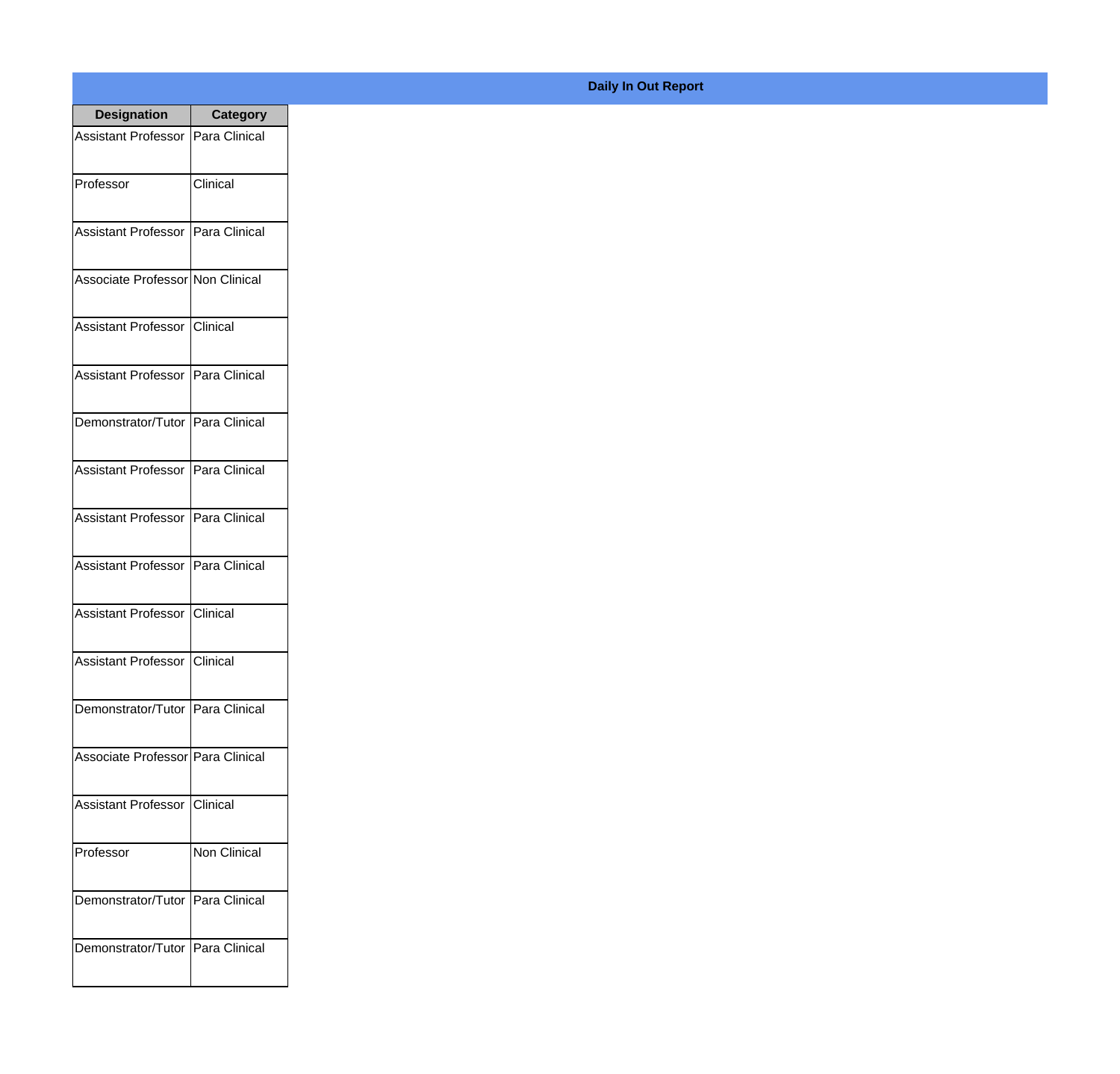**Daily In Out Report**

| Designation | Category |
| --- | --- |
| Assistant Professor | Para Clinical |
| Professor | Clinical |
| Assistant Professor | Para Clinical |
| Associate Professor | Non Clinical |
| Assistant Professor | Clinical |
| Assistant Professor | Para Clinical |
| Demonstrator/Tutor | Para Clinical |
| Assistant Professor | Para Clinical |
| Assistant Professor | Para Clinical |
| Assistant Professor | Para Clinical |
| Assistant Professor | Clinical |
| Assistant Professor | Clinical |
| Demonstrator/Tutor | Para Clinical |
| Associate Professor | Para Clinical |
| Assistant Professor | Clinical |
| Professor | Non Clinical |
| Demonstrator/Tutor | Para Clinical |
| Demonstrator/Tutor | Para Clinical |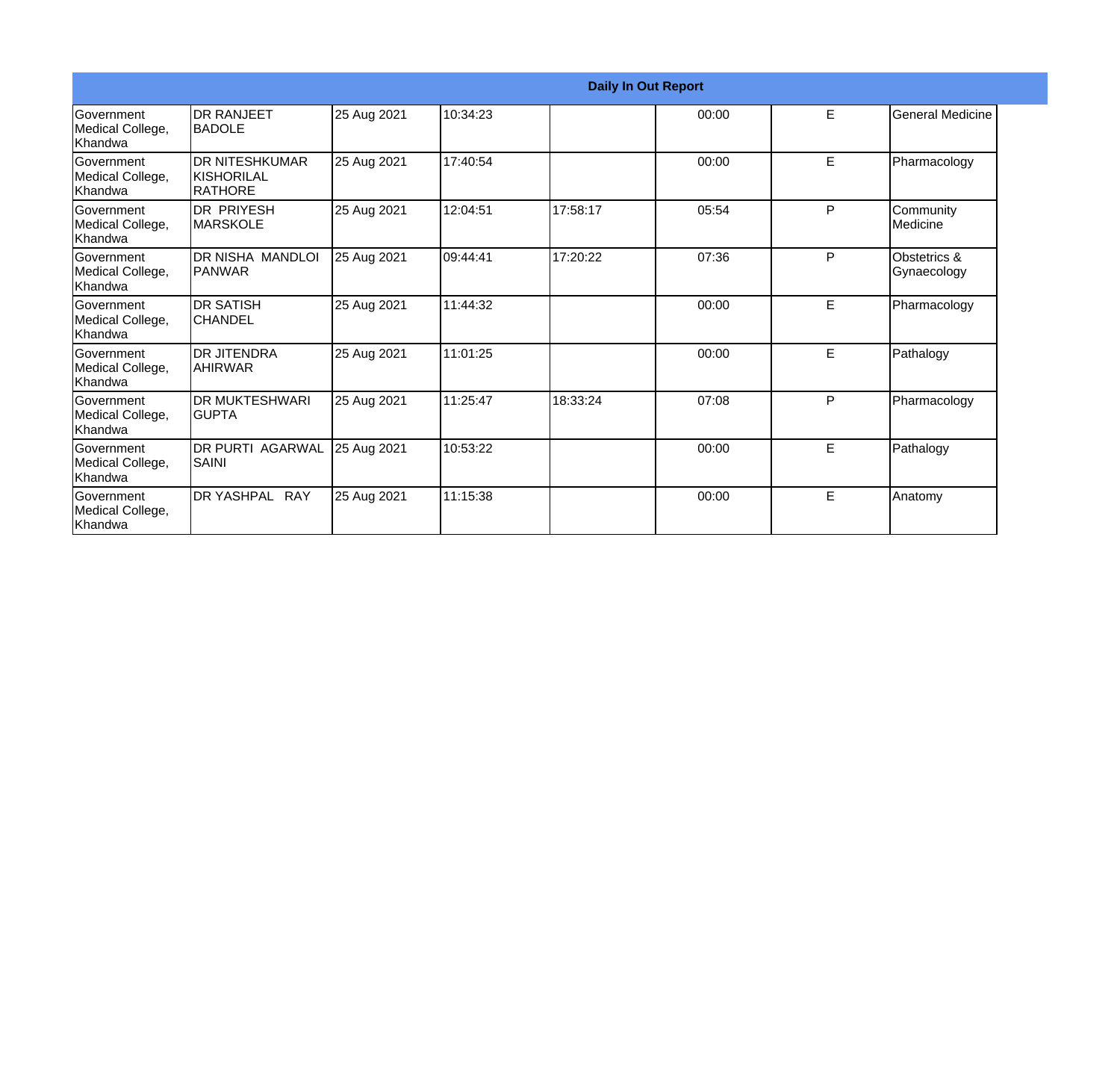| Daily In Out Report | | | | | | | |
|---|---|---|---|---|---|---|---|
| Government Medical College, Khandwa | DR RANJEET BADOLE | 25 Aug 2021 | 10:34:23 | | 00:00 | E | General Medicine |
| Government Medical College, Khandwa | DR NITESHKUMAR KISHORILAL RATHORE | 25 Aug 2021 | 17:40:54 | | 00:00 | E | Pharmacology |
| Government Medical College, Khandwa | DR PRIYESH MARSKOLE | 25 Aug 2021 | 12:04:51 | 17:58:17 | 05:54 | P | Community Medicine |
| Government Medical College, Khandwa | DR NISHA MANDLOI PANWAR | 25 Aug 2021 | 09:44:41 | 17:20:22 | 07:36 | P | Obstetrics & Gynaecology |
| Government Medical College, Khandwa | DR SATISH CHANDEL | 25 Aug 2021 | 11:44:32 | | 00:00 | E | Pharmacology |
| Government Medical College, Khandwa | DR JITENDRA AHIRWAR | 25 Aug 2021 | 11:01:25 | | 00:00 | E | Pathalogy |
| Government Medical College, Khandwa | DR MUKTESHWARI GUPTA | 25 Aug 2021 | 11:25:47 | 18:33:24 | 07:08 | P | Pharmacology |
| Government Medical College, Khandwa | DR PURTI AGARWAL SAINI | 25 Aug 2021 | 10:53:22 | | 00:00 | E | Pathalogy |
| Government Medical College, Khandwa | DR YASHPAL RAY | 25 Aug 2021 | 11:15:38 | | 00:00 | E | Anatomy |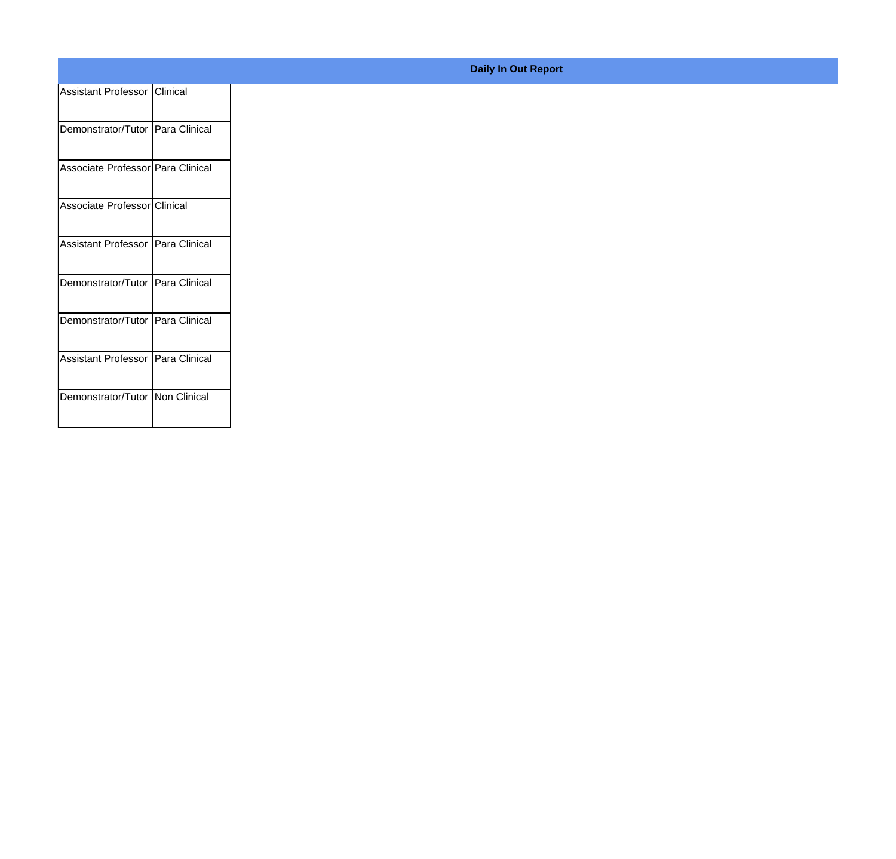**Daily In Out Report**

| | |
|---|---|
| Assistant Professor | Clinical |
| Demonstrator/Tutor | Para Clinical |
| Associate Professor | Para Clinical |
| Associate Professor | Clinical |
| Assistant Professor | Para Clinical |
| Demonstrator/Tutor | Para Clinical |
| Demonstrator/Tutor | Para Clinical |
| Assistant Professor | Para Clinical |
| Demonstrator/Tutor | Non Clinical |